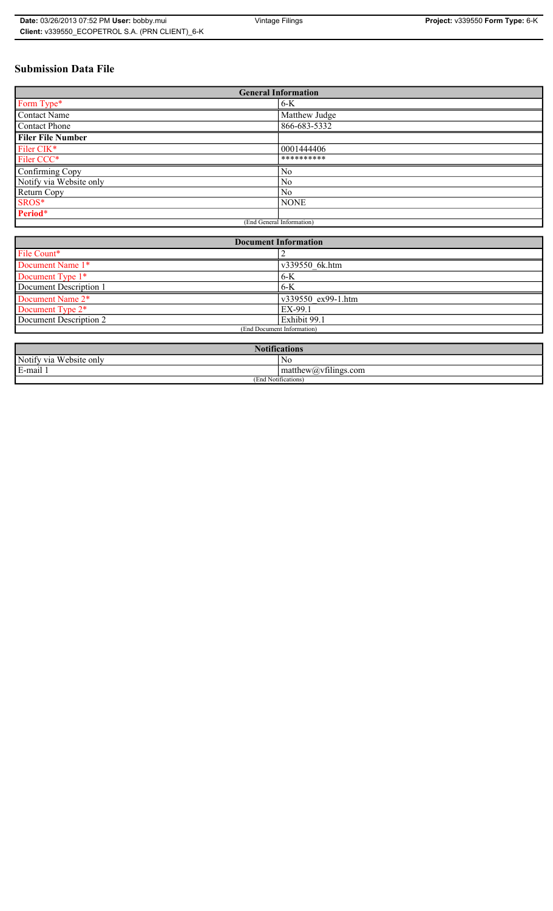# Submission Data File

| General Information | |
|---|---|
| Form Type* | 6-K |
| Contact Name | Matthew Judge |
| Contact Phone | 866-683-5332 |
| **Filer File Number** | |
| Filer CIK* | 0001444406 |
| Filer CCC* | ********** |
| Confirming Copy | No |
| Notify via Website only | No |
| Return Copy | No |
| SROS* | NONE |
| **Period*** | |
| (End General Information) | |

| Document Information | |
|---|---|
| File Count* | 2 |
| Document Name 1* | v339550_6k.htm |
| Document Type 1* | 6-K |
| Document Description 1 | 6-K |
| Document Name 2* | v339550_ex99-1.htm |
| Document Type 2* | EX-99.1 |
| Document Description 2 | Exhibit 99.1 |
| (End Document Information) | |

| Notifications | |
|---|---|
| Notify via Website only | No |
| E-mail 1 | matthew@vfilings.com |
| (End Notifications) | |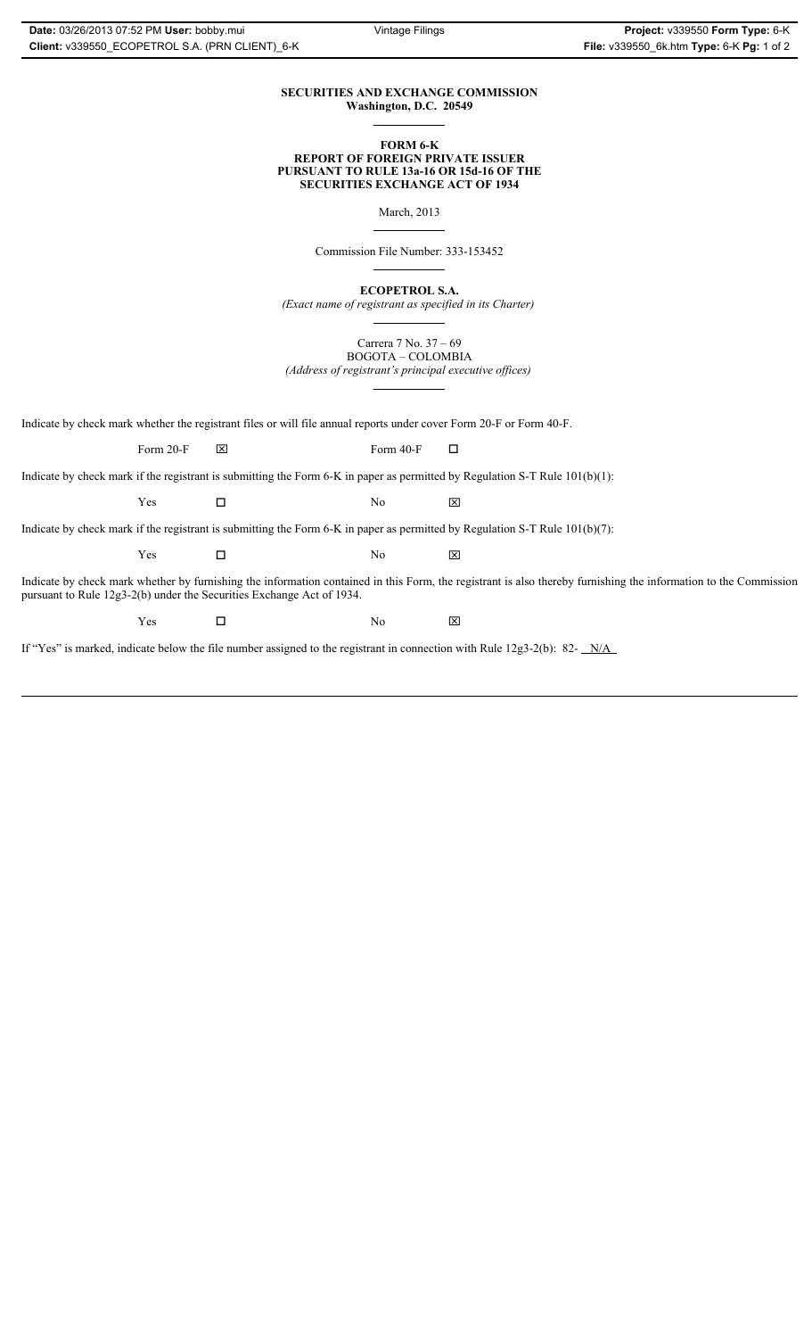**SECURITIES AND EXCHANGE COMMISSION**
**Washington, D.C. 20549**

**FORM 6-K**
**REPORT OF FOREIGN PRIVATE ISSUER**
**PURSUANT TO RULE 13a-16 OR 15d-16 OF THE**
**SECURITIES EXCHANGE ACT OF 1934**

March, 2013

Commission File Number: 333-153452

**ECOPETROL S.A.**
*(Exact name of registrant as specified in its Charter)*

Carrera 7 No. 37 – 69
BOGOTA – COLOMBIA
*(Address of registrant's principal executive offices)*

Indicate by check mark whether the registrant files or will file annual reports under cover Form 20-F or Form 40-F.

Form 20-F ☒ Form 40-F ☐

Indicate by check mark if the registrant is submitting the Form 6-K in paper as permitted by Regulation S-T Rule 101(b)(1):

Yes ☐ No ☒

Indicate by check mark if the registrant is submitting the Form 6-K in paper as permitted by Regulation S-T Rule 101(b)(7):

Yes ☐ No ☒

Indicate by check mark whether by furnishing the information contained in this Form, the registrant is also thereby furnishing the information to the Commission pursuant to Rule 12g3-2(b) under the Securities Exchange Act of 1934.

Yes ☐ No ☒

If "Yes" is marked, indicate below the file number assigned to the registrant in connection with Rule 12g3-2(b): 82- N/A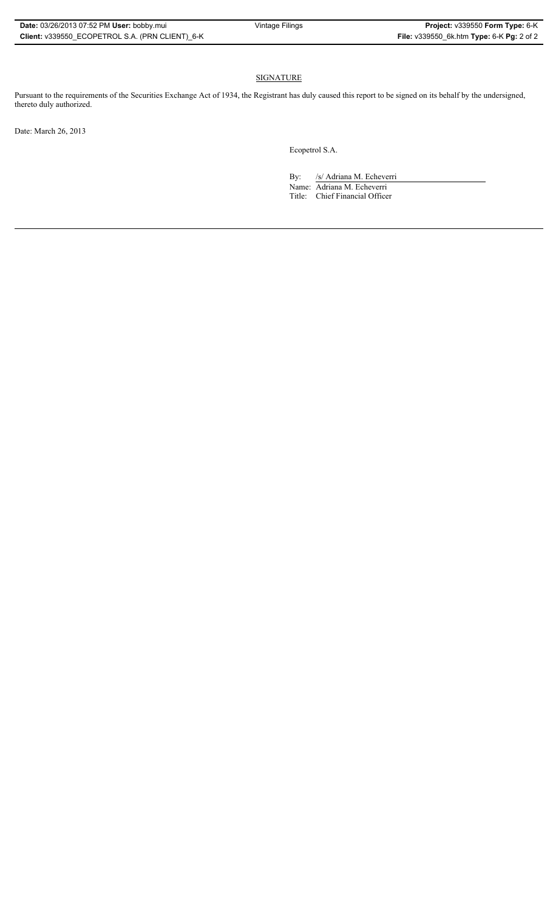## SIGNATURE

Pursuant to the requirements of the Securities Exchange Act of 1934, the Registrant has duly caused this report to be signed on its behalf by the undersigned, thereto duly authorized.

Date: March 26, 2013

Ecopetrol S.A.

By: /s/ Adriana M. Echeverri

Name: Adriana M. Echeverri

Title: Chief Financial Officer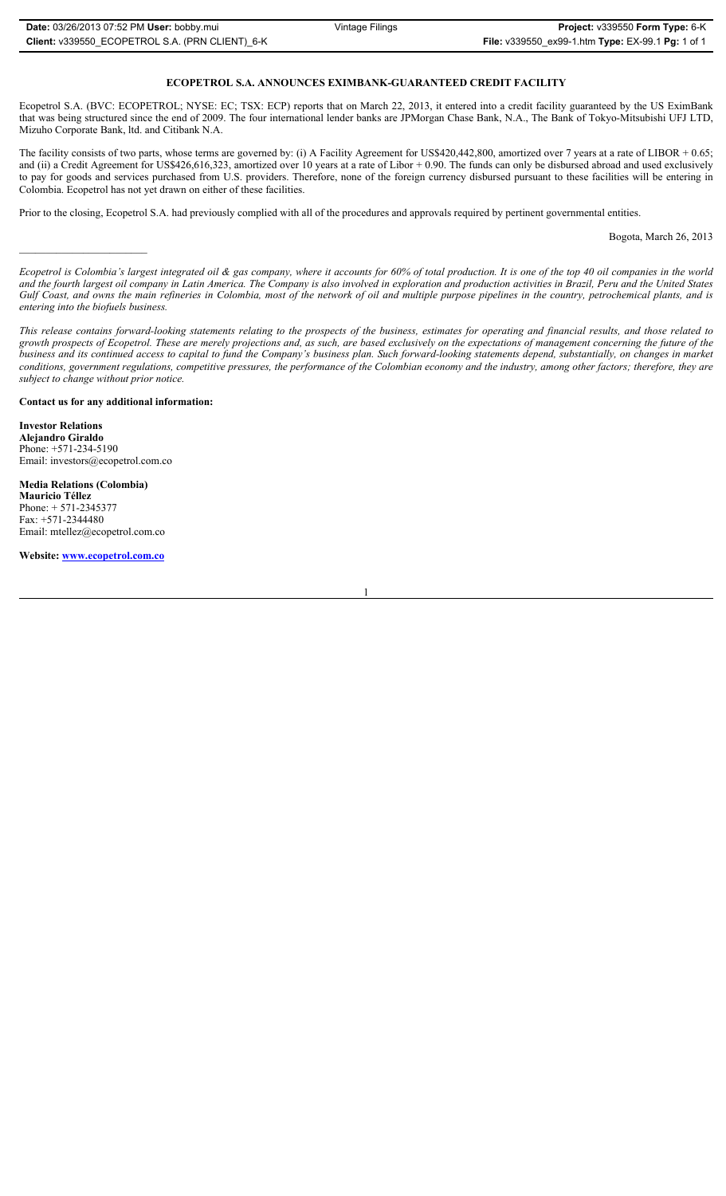**ECOPETROL S.A. ANNOUNCES EXIMBANK-GUARANTEED CREDIT FACILITY**

Ecopetrol S.A. (BVC: ECOPETROL; NYSE: EC; TSX: ECP) reports that on March 22, 2013, it entered into a credit facility guaranteed by the US EximBank that was being structured since the end of 2009. The four international lender banks are JPMorgan Chase Bank, N.A., The Bank of Tokyo-Mitsubishi UFJ LTD, Mizuho Corporate Bank, ltd. and Citibank N.A.

The facility consists of two parts, whose terms are governed by: (i) A Facility Agreement for US$420,442,800, amortized over 7 years at a rate of LIBOR + 0.65; and (ii) a Credit Agreement for US$426,616,323, amortized over 10 years at a rate of Libor + 0.90. The funds can only be disbursed abroad and used exclusively to pay for goods and services purchased from U.S. providers. Therefore, none of the foreign currency disbursed pursuant to these facilities will be entering in Colombia. Ecopetrol has not yet drawn on either of these facilities.

Prior to the closing, Ecopetrol S.A. had previously complied with all of the procedures and approvals required by pertinent governmental entities.

Bogota, March 26, 2013

---

*Ecopetrol is Colombia's largest integrated oil & gas company, where it accounts for 60% of total production. It is one of the top 40 oil companies in the world and the fourth largest oil company in Latin America. The Company is also involved in exploration and production activities in Brazil, Peru and the United States Gulf Coast, and owns the main refineries in Colombia, most of the network of oil and multiple purpose pipelines in the country, petrochemical plants, and is entering into the biofuels business.*

*This release contains forward-looking statements relating to the prospects of the business, estimates for operating and financial results, and those related to growth prospects of Ecopetrol. These are merely projections and, as such, are based exclusively on the expectations of management concerning the future of the business and its continued access to capital to fund the Company's business plan. Such forward-looking statements depend, substantially, on changes in market conditions, government regulations, competitive pressures, the performance of the Colombian economy and the industry, among other factors; therefore, they are subject to change without prior notice.*

**Contact us for any additional information:**

**Investor Relations**
**Alejandro Giraldo**
Phone: +571-234-5190
Email: investors@ecopetrol.com.co

**Media Relations (Colombia)**
**Mauricio Téllez**
Phone: + 571-2345377
Fax: +571-2344480
Email: mtellez@ecopetrol.com.co

**Website: www.ecopetrol.com.co**